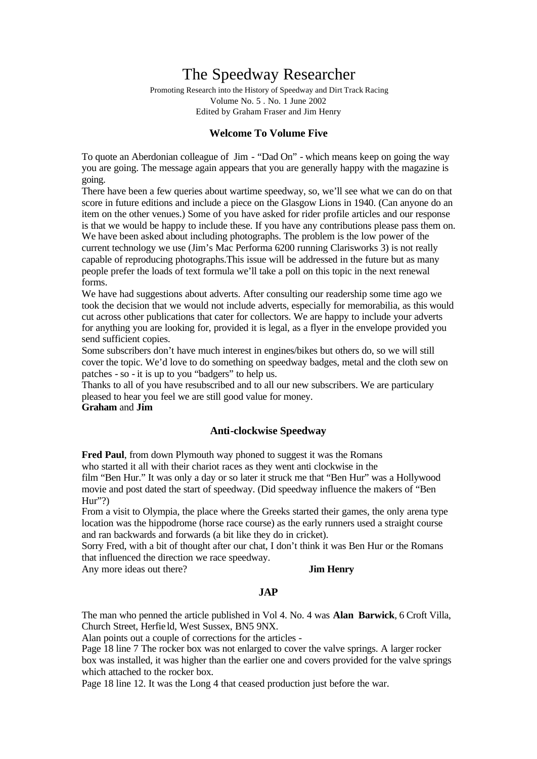# The Speedway Researcher

Promoting Research into the History of Speedway and Dirt Track Racing
Volume No. 5 . No. 1 June 2002
Edited by Graham Fraser and Jim Henry

## Welcome To Volume Five

To quote an Aberdonian colleague of Jim - "Dad On" - which means keep on going the way you are going. The message again appears that you are generally happy with the magazine is going.

There have been a few queries about wartime speedway, so, we'll see what we can do on that score in future editions and include a piece on the Glasgow Lions in 1940. (Can anyone do an item on the other venues.) Some of you have asked for rider profile articles and our response is that we would be happy to include these. If you have any contributions please pass them on.

We have been asked about including photographs. The problem is the low power of the current technology we use (Jim's Mac Performa 6200 running Clarisworks 3) is not really capable of reproducing photographs.This issue will be addressed in the future but as many people prefer the loads of text formula we'll take a poll on this topic in the next renewal forms.

We have had suggestions about adverts. After consulting our readership some time ago we took the decision that we would not include adverts, especially for memorabilia, as this would cut across other publications that cater for collectors. We are happy to include your adverts for anything you are looking for, provided it is legal, as a flyer in the envelope provided you send sufficient copies.

Some subscribers don't have much interest in engines/bikes but others do, so we will still cover the topic. We'd love to do something on speedway badges, metal and the cloth sew on patches - so - it is up to you "badgers" to help us.

Thanks to all of you have resubscribed and to all our new subscribers. We are particulary pleased to hear you feel we are still good value for money.

**Graham** and **Jim**

## Anti-clockwise Speedway

**Fred Paul**, from down Plymouth way phoned to suggest it was the Romans who started it all with their chariot races as they went anti clockwise in the film "Ben Hur." It was only a day or so later it struck me that "Ben Hur" was a Hollywood movie and post dated the start of speedway. (Did speedway influence the makers of "Ben Hur"?)

From a visit to Olympia, the place where the Greeks started their games, the only arena type location was the hippodrome (horse race course) as the early runners used a straight course and ran backwards and forwards (a bit like they do in cricket).

Sorry Fred, with a bit of thought after our chat, I don't think it was Ben Hur or the Romans that influenced the direction we race speedway.

Any more ideas out there? **Jim Henry**

## JAP

The man who penned the article published in Vol 4. No. 4 was **Alan Barwick**, 6 Croft Villa, Church Street, Herfield, West Sussex, BN5 9NX.

Alan points out a couple of corrections for the articles -

Page 18 line 7 The rocker box was not enlarged to cover the valve springs. A larger rocker box was installed, it was higher than the earlier one and covers provided for the valve springs which attached to the rocker box.

Page 18 line 12. It was the Long 4 that ceased production just before the war.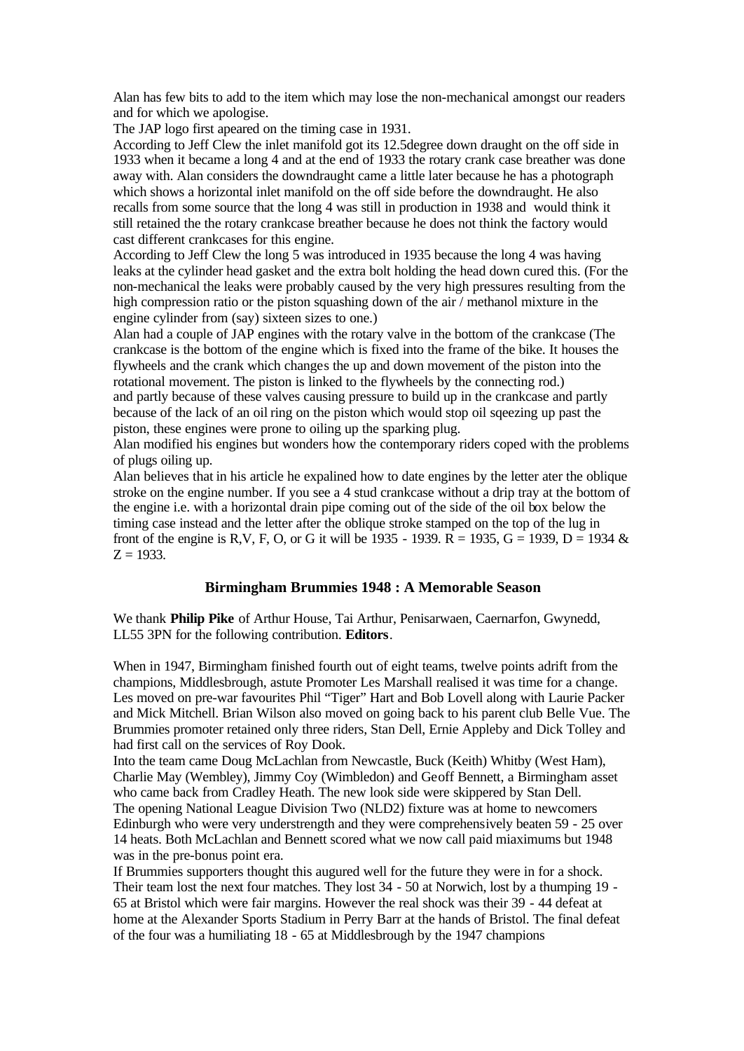Alan has few bits to add to the item which may lose the non-mechanical amongst our readers and for which we apologise.

The JAP logo first apeared on the timing case in 1931.

According to Jeff Clew the inlet manifold got its 12.5degree down draught on the off side in 1933 when it became a long 4 and at the end of 1933 the rotary crank case breather was done away with. Alan considers the downdraught came a little later because he has a photograph which shows a horizontal inlet manifold on the off side before the downdraught. He also recalls from some source that the long 4 was still in production in 1938 and would think it still retained the the rotary crankcase breather because he does not think the factory would cast different crankcases for this engine.

According to Jeff Clew the long 5 was introduced in 1935 because the long 4 was having leaks at the cylinder head gasket and the extra bolt holding the head down cured this. (For the non-mechanical the leaks were probably caused by the very high pressures resulting from the high compression ratio or the piston squashing down of the air / methanol mixture in the engine cylinder from (say) sixteen sizes to one.)

Alan had a couple of JAP engines with the rotary valve in the bottom of the crankcase (The crankcase is the bottom of the engine which is fixed into the frame of the bike. It houses the flywheels and the crank which changes the up and down movement of the piston into the rotational movement. The piston is linked to the flywheels by the connecting rod.) and partly because of these valves causing pressure to build up in the crankcase and partly because of the lack of an oil ring on the piston which would stop oil sqeezing up past the piston, these engines were prone to oiling up the sparking plug.

Alan modified his engines but wonders how the contemporary riders coped with the problems of plugs oiling up.

Alan believes that in his article he expalined how to date engines by the letter ater the oblique stroke on the engine number. If you see a 4 stud crankcase without a drip tray at the bottom of the engine i.e. with a horizontal drain pipe coming out of the side of the oil box below the timing case instead and the letter after the oblique stroke stamped on the top of the lug in front of the engine is R,V, F, O, or G it will be 1935 - 1939. R = 1935, G = 1939, D = 1934 & Z = 1933.

## Birmingham Brummies 1948 : A Memorable Season

We thank **Philip Pike** of Arthur House, Tai Arthur, Penisarwaen, Caernarfon, Gwynedd, LL55 3PN for the following contribution. **Editors**.

When in 1947, Birmingham finished fourth out of eight teams, twelve points adrift from the champions, Middlesbrough, astute Promoter Les Marshall realised it was time for a change. Les moved on pre-war favourites Phil "Tiger" Hart and Bob Lovell along with Laurie Packer and Mick Mitchell. Brian Wilson also moved on going back to his parent club Belle Vue. The Brummies promoter retained only three riders, Stan Dell, Ernie Appleby and Dick Tolley and had first call on the services of Roy Dook.

Into the team came Doug McLachlan from Newcastle, Buck (Keith) Whitby (West Ham), Charlie May (Wembley), Jimmy Coy (Wimbledon) and Geoff Bennett, a Birmingham asset who came back from Cradley Heath. The new look side were skippered by Stan Dell.

The opening National League Division Two (NLD2) fixture was at home to newcomers Edinburgh who were very understrength and they were comprehensively beaten 59 - 25 over 14 heats. Both McLachlan and Bennett scored what we now call paid miaximums but 1948 was in the pre-bonus point era.

If Brummies supporters thought this augured well for the future they were in for a shock. Their team lost the next four matches. They lost 34 - 50 at Norwich, lost by a thumping 19 - 65 at Bristol which were fair margins. However the real shock was their 39 - 44 defeat at home at the Alexander Sports Stadium in Perry Barr at the hands of Bristol. The final defeat of the four was a humiliating 18 - 65 at Middlesbrough by the 1947 champions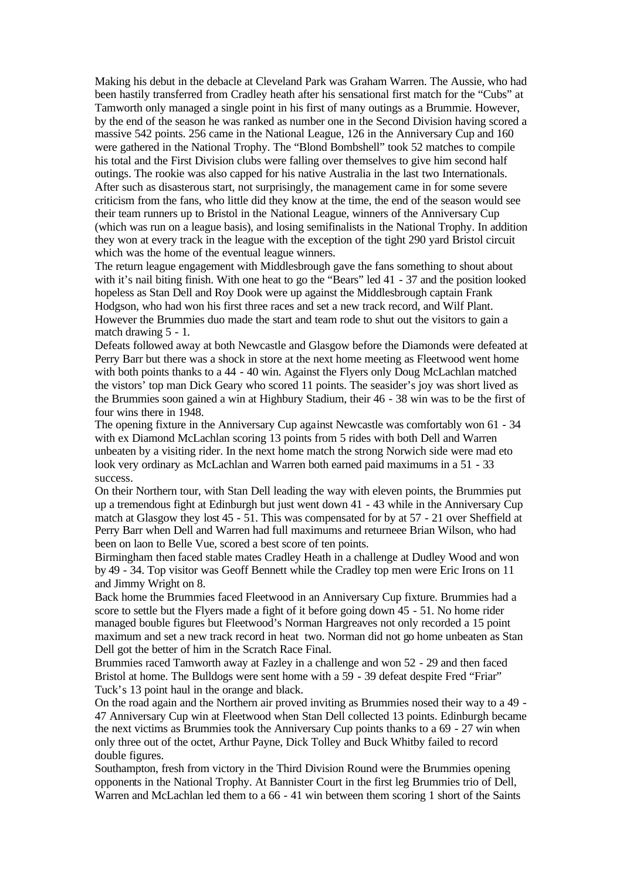Making his debut in the debacle at Cleveland Park was Graham Warren. The Aussie, who had been hastily transferred from Cradley heath after his sensational first match for the "Cubs" at Tamworth only managed a single point in his first of many outings as a Brummie. However, by the end of the season he was ranked as number one in the Second Division having scored a massive 542 points. 256 came in the National League, 126 in the Anniversary Cup and 160 were gathered in the National Trophy. The "Blond Bombshell" took 52 matches to compile his total and the First Division clubs were falling over themselves to give him second half outings. The rookie was also capped for his native Australia in the last two Internationals. After such as disasterous start, not surprisingly, the management came in for some severe criticism from the fans, who little did they know at the time, the end of the season would see their team runners up to Bristol in the National League, winners of the Anniversary Cup (which was run on a league basis), and losing semifinalists in the National Trophy. In addition they won at every track in the league with the exception of the tight 290 yard Bristol circuit which was the home of the eventual league winners.

The return league engagement with Middlesbrough gave the fans something to shout about with it's nail biting finish. With one heat to go the "Bears" led 41 - 37 and the position looked hopeless as Stan Dell and Roy Dook were up against the Middlesbrough captain Frank Hodgson, who had won his first three races and set a new track record, and Wilf Plant. However the Brummies duo made the start and team rode to shut out the visitors to gain a match drawing 5 - 1.

Defeats followed away at both Newcastle and Glasgow before the Diamonds were defeated at Perry Barr but there was a shock in store at the next home meeting as Fleetwood went home with both points thanks to a 44 - 40 win. Against the Flyers only Doug McLachlan matched the vistors' top man Dick Geary who scored 11 points. The seasider's joy was short lived as the Brummies soon gained a win at Highbury Stadium, their 46 - 38 win was to be the first of four wins there in 1948.

The opening fixture in the Anniversary Cup against Newcastle was comfortably won 61 - 34 with ex Diamond McLachlan scoring 13 points from 5 rides with both Dell and Warren unbeaten by a visiting rider. In the next home match the strong Norwich side were mad eto look very ordinary as McLachlan and Warren both earned paid maximums in a 51 - 33 success.

On their Northern tour, with Stan Dell leading the way with eleven points, the Brummies put up a tremendous fight at Edinburgh but just went down 41 - 43 while in the Anniversary Cup match at Glasgow they lost 45 - 51. This was compensated for by at 57 - 21 over Sheffield at Perry Barr when Dell and Warren had full maximums and returneee Brian Wilson, who had been on laon to Belle Vue, scored a best score of ten points.

Birmingham then faced stable mates Cradley Heath in a challenge at Dudley Wood and won by 49 - 34. Top visitor was Geoff Bennett while the Cradley top men were Eric Irons on 11 and Jimmy Wright on 8.

Back home the Brummies faced Fleetwood in an Anniversary Cup fixture. Brummies had a score to settle but the Flyers made a fight of it before going down 45 - 51. No home rider managed bouble figures but Fleetwood's Norman Hargreaves not only recorded a 15 point maximum and set a new track record in heat two. Norman did not go home unbeaten as Stan Dell got the better of him in the Scratch Race Final.

Brummies raced Tamworth away at Fazley in a challenge and won 52 - 29 and then faced Bristol at home. The Bulldogs were sent home with a 59 - 39 defeat despite Fred "Friar" Tuck's 13 point haul in the orange and black.

On the road again and the Northern air proved inviting as Brummies nosed their way to a 49 - 47 Anniversary Cup win at Fleetwood when Stan Dell collected 13 points. Edinburgh became the next victims as Brummies took the Anniversary Cup points thanks to a 69 - 27 win when only three out of the octet, Arthur Payne, Dick Tolley and Buck Whitby failed to record double figures.

Southampton, fresh from victory in the Third Division Round were the Brummies opening opponents in the National Trophy. At Bannister Court in the first leg Brummies trio of Dell, Warren and McLachlan led them to a 66 - 41 win between them scoring 1 short of the Saints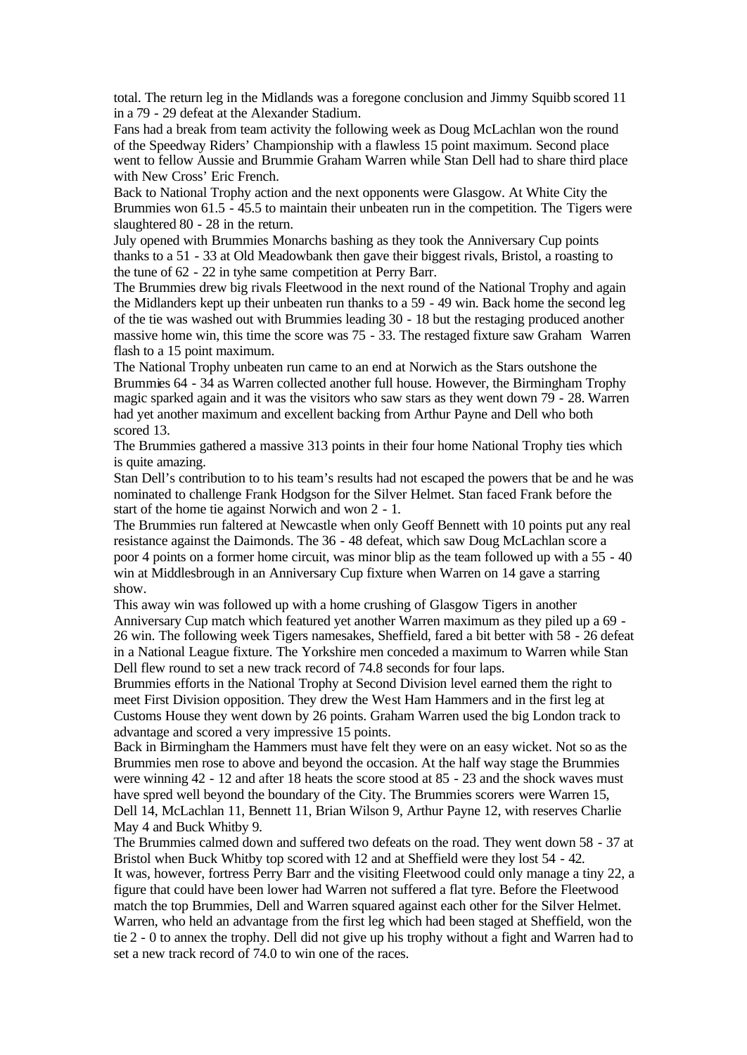total. The return leg in the Midlands was a foregone conclusion and Jimmy Squibb scored 11 in a 79 - 29 defeat at the Alexander Stadium.

Fans had a break from team activity the following week as Doug McLachlan won the round of the Speedway Riders' Championship with a flawless 15 point maximum. Second place went to fellow Aussie and Brummie Graham Warren while Stan Dell had to share third place with New Cross' Eric French.

Back to National Trophy action and the next opponents were Glasgow. At White City the Brummies won 61.5 - 45.5 to maintain their unbeaten run in the competition. The Tigers were slaughtered 80 - 28 in the return.

July opened with Brummies Monarchs bashing as they took the Anniversary Cup points thanks to a 51 - 33 at Old Meadowbank then gave their biggest rivals, Bristol, a roasting to the tune of 62 - 22 in tyhe same competition at Perry Barr.

The Brummies drew big rivals Fleetwood in the next round of the National Trophy and again the Midlanders kept up their unbeaten run thanks to a 59 - 49 win. Back home the second leg of the tie was washed out with Brummies leading 30 - 18 but the restaging produced another massive home win, this time the score was 75 - 33. The restaged fixture saw Graham Warren flash to a 15 point maximum.

The National Trophy unbeaten run came to an end at Norwich as the Stars outshone the Brummies 64 - 34 as Warren collected another full house. However, the Birmingham Trophy magic sparked again and it was the visitors who saw stars as they went down 79 - 28. Warren had yet another maximum and excellent backing from Arthur Payne and Dell who both scored 13.

The Brummies gathered a massive 313 points in their four home National Trophy ties which is quite amazing.

Stan Dell's contribution to to his team's results had not escaped the powers that be and he was nominated to challenge Frank Hodgson for the Silver Helmet. Stan faced Frank before the start of the home tie against Norwich and won 2 - 1.

The Brummies run faltered at Newcastle when only Geoff Bennett with 10 points put any real resistance against the Daimonds. The 36 - 48 defeat, which saw Doug McLachlan score a poor 4 points on a former home circuit, was minor blip as the team followed up with a 55 - 40 win at Middlesbrough in an Anniversary Cup fixture when Warren on 14 gave a starring show.

This away win was followed up with a home crushing of Glasgow Tigers in another Anniversary Cup match which featured yet another Warren maximum as they piled up a 69 - 26 win. The following week Tigers namesakes, Sheffield, fared a bit better with 58 - 26 defeat in a National League fixture. The Yorkshire men conceded a maximum to Warren while Stan Dell flew round to set a new track record of 74.8 seconds for four laps.

Brummies efforts in the National Trophy at Second Division level earned them the right to meet First Division opposition. They drew the West Ham Hammers and in the first leg at Customs House they went down by 26 points. Graham Warren used the big London track to advantage and scored a very impressive 15 points.

Back in Birmingham the Hammers must have felt they were on an easy wicket. Not so as the Brummies men rose to above and beyond the occasion. At the half way stage the Brummies were winning 42 - 12 and after 18 heats the score stood at 85 - 23 and the shock waves must have spred well beyond the boundary of the City. The Brummies scorers were Warren 15, Dell 14, McLachlan 11, Bennett 11, Brian Wilson 9, Arthur Payne 12, with reserves Charlie May 4 and Buck Whitby 9.

The Brummies calmed down and suffered two defeats on the road. They went down 58 - 37 at Bristol when Buck Whitby top scored with 12 and at Sheffield were they lost 54 - 42.

It was, however, fortress Perry Barr and the visiting Fleetwood could only manage a tiny 22, a figure that could have been lower had Warren not suffered a flat tyre. Before the Fleetwood match the top Brummies, Dell and Warren squared against each other for the Silver Helmet. Warren, who held an advantage from the first leg which had been staged at Sheffield, won the tie 2 - 0 to annex the trophy. Dell did not give up his trophy without a fight and Warren had to set a new track record of 74.0 to win one of the races.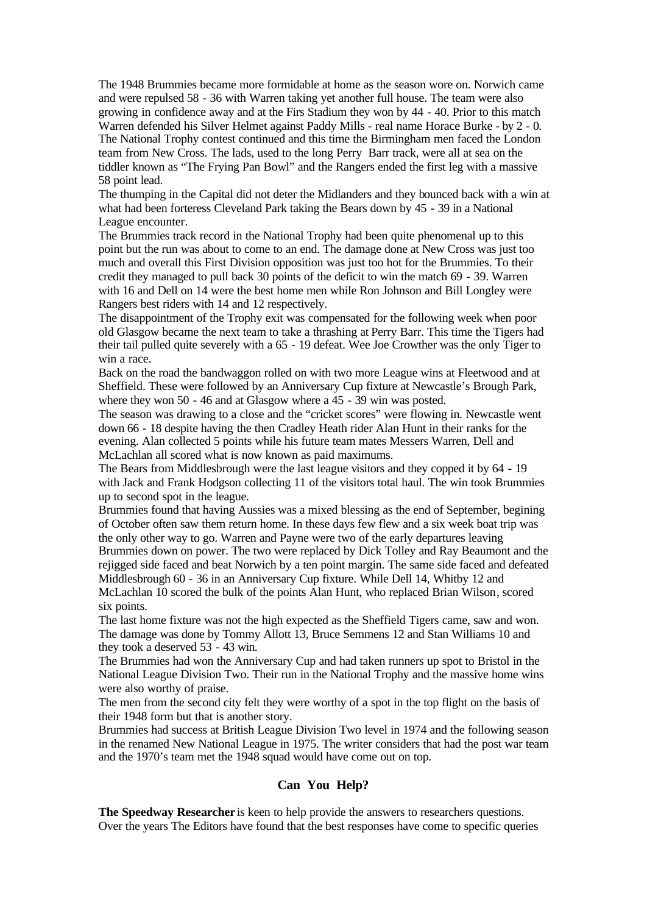The 1948 Brummies became more formidable at home as the season wore on. Norwich came and were repulsed 58 - 36 with Warren taking yet another full house. The team were also growing in confidence away and at the Firs Stadium they won by 44 - 40. Prior to this match Warren defended his Silver Helmet against Paddy Mills - real name Horace Burke - by 2 - 0. The National Trophy contest continued and this time the Birmingham men faced the London team from New Cross. The lads, used to the long Perry Barr track, were all at sea on the tiddler known as "The Frying Pan Bowl" and the Rangers ended the first leg with a massive 58 point lead.

The thumping in the Capital did not deter the Midlanders and they bounced back with a win at what had been forteress Cleveland Park taking the Bears down by 45 - 39 in a National League encounter.

The Brummies track record in the National Trophy had been quite phenomenal up to this point but the run was about to come to an end. The damage done at New Cross was just too much and overall this First Division opposition was just too hot for the Brummies. To their credit they managed to pull back 30 points of the deficit to win the match 69 - 39. Warren with 16 and Dell on 14 were the best home men while Ron Johnson and Bill Longley were Rangers best riders with 14 and 12 respectively.

The disappointment of the Trophy exit was compensated for the following week when poor old Glasgow became the next team to take a thrashing at Perry Barr. This time the Tigers had their tail pulled quite severely with a 65 - 19 defeat. Wee Joe Crowther was the only Tiger to win a race.

Back on the road the bandwaggon rolled on with two more League wins at Fleetwood and at Sheffield. These were followed by an Anniversary Cup fixture at Newcastle's Brough Park, where they won 50 - 46 and at Glasgow where a 45 - 39 win was posted.

The season was drawing to a close and the "cricket scores" were flowing in. Newcastle went down 66 - 18 despite having the then Cradley Heath rider Alan Hunt in their ranks for the evening. Alan collected 5 points while his future team mates Messers Warren, Dell and McLachlan all scored what is now known as paid maximums.

The Bears from Middlesbrough were the last league visitors and they copped it by 64 - 19 with Jack and Frank Hodgson collecting 11 of the visitors total haul. The win took Brummies up to second spot in the league.

Brummies found that having Aussies was a mixed blessing as the end of September, begining of October often saw them return home. In these days few flew and a six week boat trip was the only other way to go. Warren and Payne were two of the early departures leaving Brummies down on power. The two were replaced by Dick Tolley and Ray Beaumont and the rejigged side faced and beat Norwich by a ten point margin. The same side faced and defeated Middlesbrough 60 - 36 in an Anniversary Cup fixture. While Dell 14, Whitby 12 and McLachlan 10 scored the bulk of the points Alan Hunt, who replaced Brian Wilson, scored six points.

The last home fixture was not the high expected as the Sheffield Tigers came, saw and won. The damage was done by Tommy Allott 13, Bruce Semmens 12 and Stan Williams 10 and they took a deserved 53 - 43 win.

The Brummies had won the Anniversary Cup and had taken runners up spot to Bristol in the National League Division Two. Their run in the National Trophy and the massive home wins were also worthy of praise.

The men from the second city felt they were worthy of a spot in the top flight on the basis of their 1948 form but that is another story.

Brummies had success at British League Division Two level in 1974 and the following season in the renamed New National League in 1975. The writer considers that had the post war team and the 1970's team met the 1948 squad would have come out on top.

## Can You Help?

**The Speedway Researcher** is keen to help provide the answers to researchers questions. Over the years The Editors have found that the best responses have come to specific queries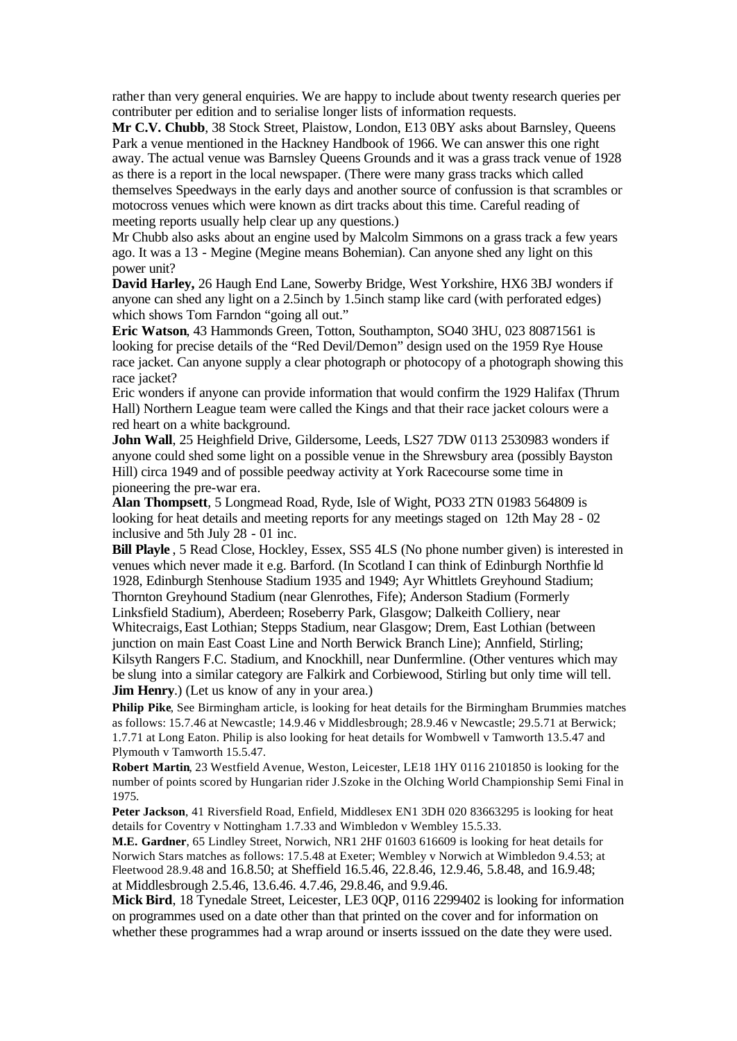rather than very general enquiries. We are happy to include about twenty research queries per contributer per edition and to serialise longer lists of information requests.

**Mr C.V. Chubb**, 38 Stock Street, Plaistow, London, E13 0BY asks about Barnsley, Queens Park a venue mentioned in the Hackney Handbook of 1966. We can answer this one right away. The actual venue was Barnsley Queens Grounds and it was a grass track venue of 1928 as there is a report in the local newspaper. (There were many grass tracks which called themselves Speedways in the early days and another source of confussion is that scrambles or motocross venues which were known as dirt tracks about this time. Careful reading of meeting reports usually help clear up any questions.)

Mr Chubb also asks about an engine used by Malcolm Simmons on a grass track a few years ago. It was a 13 - Megine (Megine means Bohemian). Can anyone shed any light on this power unit?

**David Harley,** 26 Haugh End Lane, Sowerby Bridge, West Yorkshire, HX6 3BJ wonders if anyone can shed any light on a 2.5inch by 1.5inch stamp like card (with perforated edges) which shows Tom Farndon "going all out."

**Eric Watson**, 43 Hammonds Green, Totton, Southampton, SO40 3HU, 023 80871561 is looking for precise details of the "Red Devil/Demon" design used on the 1959 Rye House race jacket. Can anyone supply a clear photograph or photocopy of a photograph showing this race jacket?

Eric wonders if anyone can provide information that would confirm the 1929 Halifax (Thrum Hall) Northern League team were called the Kings and that their race jacket colours were a red heart on a white background.

**John Wall**, 25 Heighfield Drive, Gildersome, Leeds, LS27 7DW 0113 2530983 wonders if anyone could shed some light on a possible venue in the Shrewsbury area (possibly Bayston Hill) circa 1949 and of possible peedway activity at York Racecourse some time in pioneering the pre-war era.

**Alan Thompsett**, 5 Longmead Road, Ryde, Isle of Wight, PO33 2TN 01983 564809 is looking for heat details and meeting reports for any meetings staged on 12th May 28 - 02 inclusive and 5th July 28 - 01 inc.

**Bill Playle**, 5 Read Close, Hockley, Essex, SS5 4LS (No phone number given) is interested in venues which never made it e.g. Barford. (In Scotland I can think of Edinburgh Northfield 1928, Edinburgh Stenhouse Stadium 1935 and 1949; Ayr Whittlets Greyhound Stadium; Thornton Greyhound Stadium (near Glenrothes, Fife); Anderson Stadium (Formerly Linksfield Stadium), Aberdeen; Roseberry Park, Glasgow; Dalkeith Colliery, near Whitecraigs, East Lothian; Stepps Stadium, near Glasgow; Drem, East Lothian (between junction on main East Coast Line and North Berwick Branch Line); Annfield, Stirling; Kilsyth Rangers F.C. Stadium, and Knockhill, near Dunfermline. (Other ventures which may be slung into a similar category are Falkirk and Corbiewood, Stirling but only time will tell. **Jim Henry**.) (Let us know of any in your area.)

**Philip Pike**, See Birmingham article, is looking for heat details for the Birmingham Brummies matches as follows: 15.7.46 at Newcastle; 14.9.46 v Middlesbrough; 28.9.46 v Newcastle; 29.5.71 at Berwick; 1.7.71 at Long Eaton. Philip is also looking for heat details for Wombwell v Tamworth 13.5.47 and Plymouth v Tamworth 15.5.47.

**Robert Martin**, 23 Westfield Avenue, Weston, Leicester, LE18 1HY 0116 2101850 is looking for the number of points scored by Hungarian rider J.Szoke in the Olching World Championship Semi Final in 1975.

**Peter Jackson**, 41 Riversfield Road, Enfield, Middlesex EN1 3DH 020 83663295 is looking for heat details for Coventry v Nottingham 1.7.33 and Wimbledon v Wembley 15.5.33.

**M.E. Gardner**, 65 Lindley Street, Norwich, NR1 2HF 01603 616609 is looking for heat details for Norwich Stars matches as follows: 17.5.48 at Exeter; Wembley v Norwich at Wimbledon 9.4.53; at Fleetwood 28.9.48 and 16.8.50; at Sheffield 16.5.46, 22.8.46, 12.9.46, 5.8.48, and 16.9.48; at Middlesbrough 2.5.46, 13.6.46. 4.7.46, 29.8.46, and 9.9.46.

**Mick Bird**, 18 Tynedale Street, Leicester, LE3 0QP, 0116 2299402 is looking for information on programmes used on a date other than that printed on the cover and for information on whether these programmes had a wrap around or inserts isssued on the date they were used.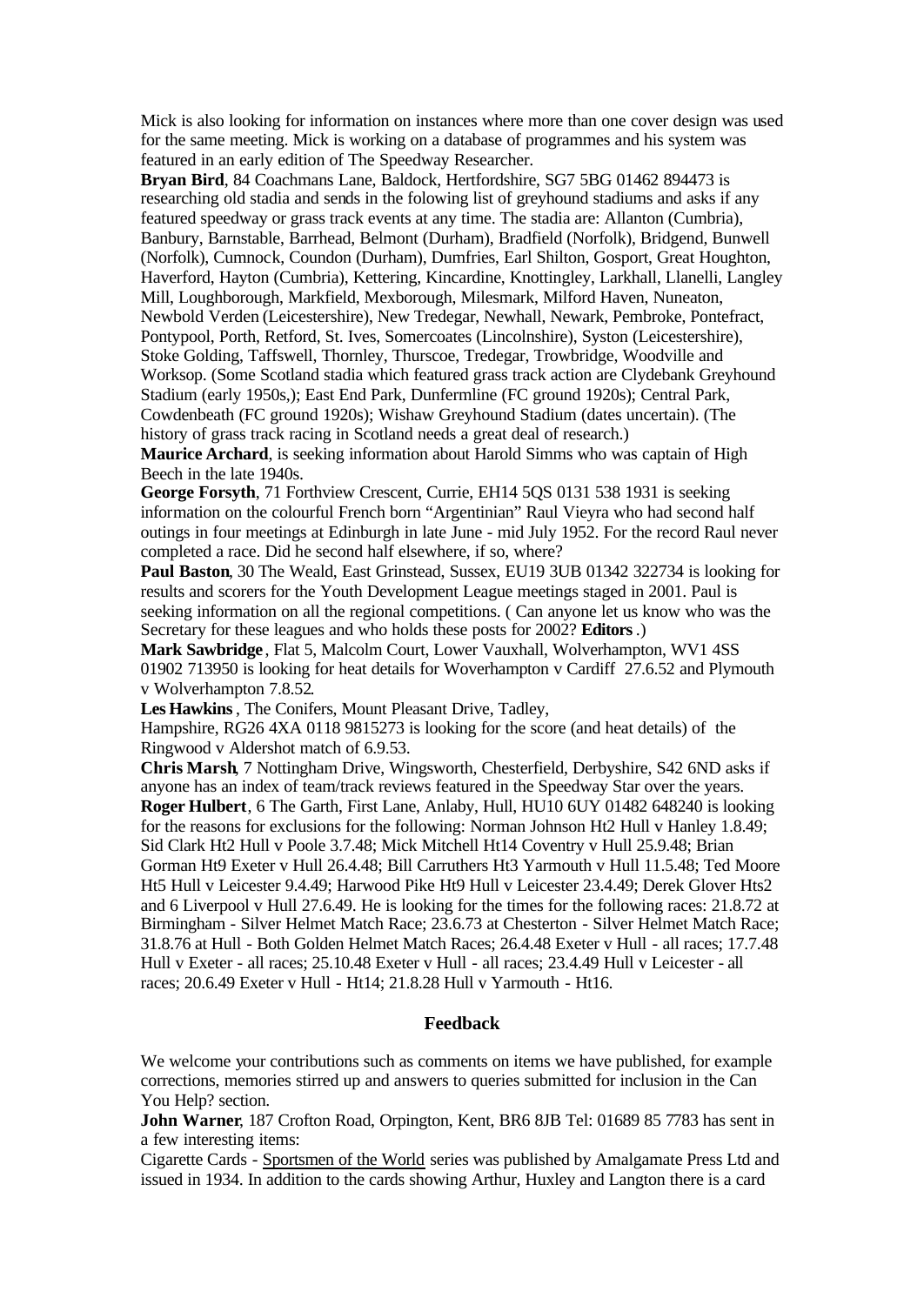Mick is also looking for information on instances where more than one cover design was used for the same meeting. Mick is working on a database of programmes and his system was featured in an early edition of The Speedway Researcher.

**Bryan Bird**, 84 Coachmans Lane, Baldock, Hertfordshire, SG7 5BG 01462 894473 is researching old stadia and sends in the folowing list of greyhound stadiums and asks if any featured speedway or grass track events at any time. The stadia are: Allanton (Cumbria), Banbury, Barnstable, Barrhead, Belmont (Durham), Bradfield (Norfolk), Bridgend, Bunwell (Norfolk), Cumnock, Coundon (Durham), Dumfries, Earl Shilton, Gosport, Great Houghton, Haverford, Hayton (Cumbria), Kettering, Kincardine, Knottingley, Larkhall, Llanelli, Langley Mill, Loughborough, Markfield, Mexborough, Milesmark, Milford Haven, Nuneaton, Newbold Verden (Leicestershire), New Tredegar, Newhall, Newark, Pembroke, Pontefract, Pontypool, Porth, Retford, St. Ives, Somercoates (Lincolnshire), Syston (Leicestershire), Stoke Golding, Taffswell, Thornley, Thurscoe, Tredegar, Trowbridge, Woodville and Worksop. (Some Scotland stadia which featured grass track action are Clydebank Greyhound Stadium (early 1950s,); East End Park, Dunfermline (FC ground 1920s); Central Park, Cowdenbeath (FC ground 1920s); Wishaw Greyhound Stadium (dates uncertain). (The history of grass track racing in Scotland needs a great deal of research.)

**Maurice Archard**, is seeking information about Harold Simms who was captain of High Beech in the late 1940s.

**George Forsyth**, 71 Forthview Crescent, Currie, EH14 5QS 0131 538 1931 is seeking information on the colourful French born "Argentinian" Raul Vieyra who had second half outings in four meetings at Edinburgh in late June - mid July 1952. For the record Raul never completed a race. Did he second half elsewhere, if so, where?

**Paul Baston**, 30 The Weald, East Grinstead, Sussex, EU19 3UB 01342 322734 is looking for results and scorers for the Youth Development League meetings staged in 2001. Paul is seeking information on all the regional competitions. ( Can anyone let us know who was the Secretary for these leagues and who holds these posts for 2002? **Editors**.)

**Mark Sawbridge**, Flat 5, Malcolm Court, Lower Vauxhall, Wolverhampton, WV1 4SS 01902 713950 is looking for heat details for Woverhampton v Cardiff 27.6.52 and Plymouth v Wolverhampton 7.8.52.

**Les Hawkins**, The Conifers, Mount Pleasant Drive, Tadley, Hampshire, RG26 4XA 0118 9815273 is looking for the score (and heat details) of the Ringwood v Aldershot match of 6.9.53.

**Chris Marsh**, 7 Nottingham Drive, Wingsworth, Chesterfield, Derbyshire, S42 6ND asks if anyone has an index of team/track reviews featured in the Speedway Star over the years.

**Roger Hulbert**, 6 The Garth, First Lane, Anlaby, Hull, HU10 6UY 01482 648240 is looking for the reasons for exclusions for the following: Norman Johnson Ht2 Hull v Hanley 1.8.49; Sid Clark Ht2 Hull v Poole 3.7.48; Mick Mitchell Ht14 Coventry v Hull 25.9.48; Brian Gorman Ht9 Exeter v Hull 26.4.48; Bill Carruthers Ht3 Yarmouth v Hull 11.5.48; Ted Moore Ht5 Hull v Leicester 9.4.49; Harwood Pike Ht9 Hull v Leicester 23.4.49; Derek Glover Hts2 and 6 Liverpool v Hull 27.6.49. He is looking for the times for the following races: 21.8.72 at Birmingham - Silver Helmet Match Race; 23.6.73 at Chesterton - Silver Helmet Match Race; 31.8.76 at Hull - Both Golden Helmet Match Races; 26.4.48 Exeter v Hull - all races; 17.7.48 Hull v Exeter - all races; 25.10.48 Exeter v Hull - all races; 23.4.49 Hull v Leicester - all races; 20.6.49 Exeter v Hull - Ht14; 21.8.28 Hull v Yarmouth - Ht16.

## Feedback

We welcome your contributions such as comments on items we have published, for example corrections, memories stirred up and answers to queries submitted for inclusion in the Can You Help? section.

**John Warner**, 187 Crofton Road, Orpington, Kent, BR6 8JB Tel: 01689 85 7783 has sent in a few interesting items:

Cigarette Cards - Sportsmen of the World series was published by Amalgamate Press Ltd and issued in 1934. In addition to the cards showing Arthur, Huxley and Langton there is a card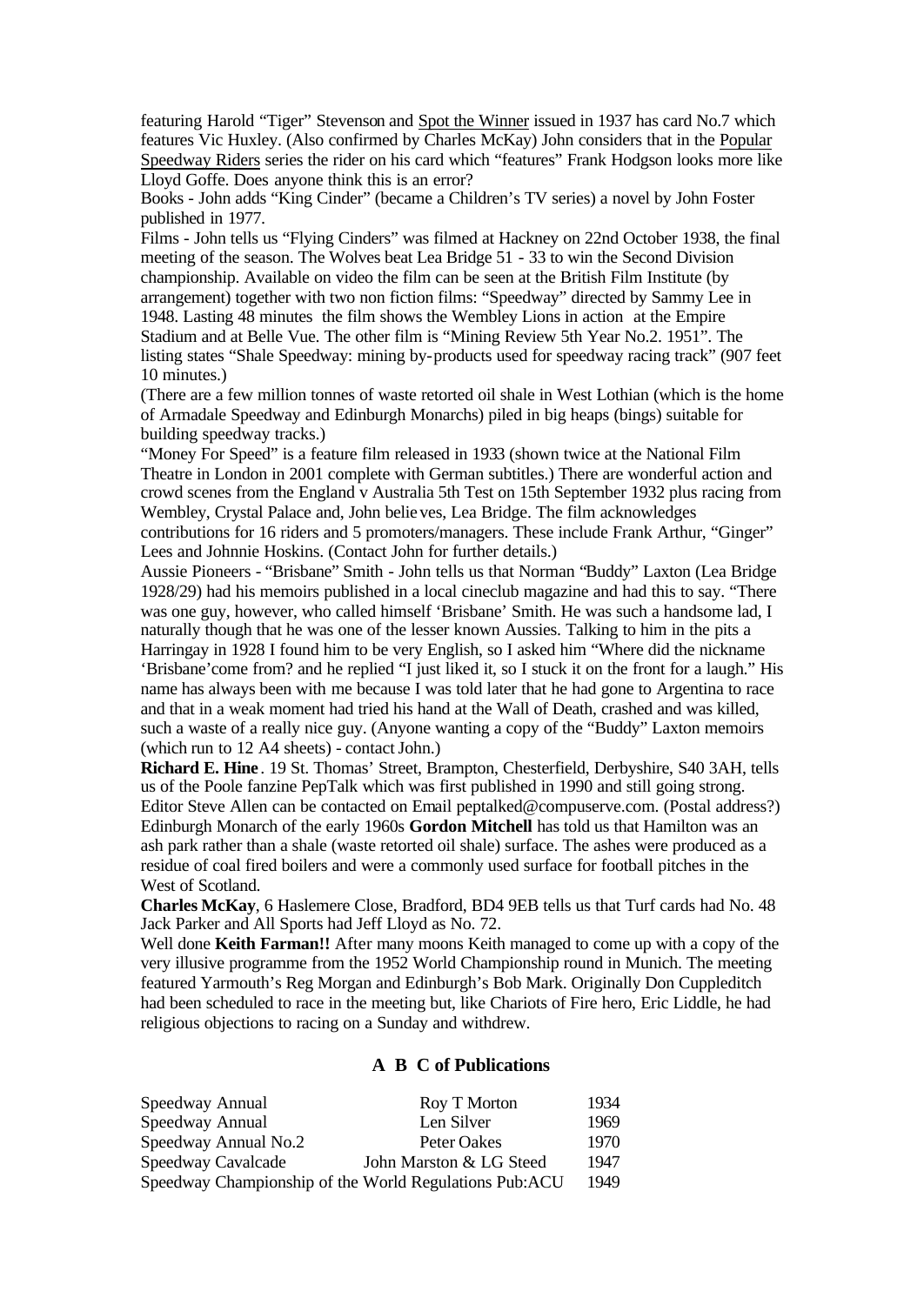featuring Harold "Tiger" Stevenson and Spot the Winner issued in 1937 has card No.7 which features Vic Huxley. (Also confirmed by Charles McKay) John considers that in the Popular Speedway Riders series the rider on his card which "features" Frank Hodgson looks more like Lloyd Goffe. Does anyone think this is an error?

Books - John adds "King Cinder" (became a Children's TV series) a novel by John Foster published in 1977.

Films - John tells us "Flying Cinders" was filmed at Hackney on 22nd October 1938, the final meeting of the season. The Wolves beat Lea Bridge 51 - 33 to win the Second Division championship. Available on video the film can be seen at the British Film Institute (by arrangement) together with two non fiction films: "Speedway" directed by Sammy Lee in 1948. Lasting 48 minutes the film shows the Wembley Lions in action at the Empire Stadium and at Belle Vue. The other film is "Mining Review 5th Year No.2. 1951". The listing states "Shale Speedway: mining by-products used for speedway racing track" (907 feet 10 minutes.)

(There are a few million tonnes of waste retorted oil shale in West Lothian (which is the home of Armadale Speedway and Edinburgh Monarchs) piled in big heaps (bings) suitable for building speedway tracks.)

"Money For Speed" is a feature film released in 1933 (shown twice at the National Film Theatre in London in 2001 complete with German subtitles.) There are wonderful action and crowd scenes from the England v Australia 5th Test on 15th September 1932 plus racing from Wembley, Crystal Palace and, John believes, Lea Bridge. The film acknowledges contributions for 16 riders and 5 promoters/managers. These include Frank Arthur, "Ginger" Lees and Johnnie Hoskins. (Contact John for further details.)

Aussie Pioneers - "Brisbane" Smith - John tells us that Norman "Buddy" Laxton (Lea Bridge 1928/29) had his memoirs published in a local cineclub magazine and had this to say. "There was one guy, however, who called himself 'Brisbane' Smith. He was such a handsome lad, I naturally though that he was one of the lesser known Aussies. Talking to him in the pits a Harringay in 1928 I found him to be very English, so I asked him "Where did the nickname 'Brisbane'come from? and he replied "I just liked it, so I stuck it on the front for a laugh." His name has always been with me because I was told later that he had gone to Argentina to race and that in a weak moment had tried his hand at the Wall of Death, crashed and was killed, such a waste of a really nice guy. (Anyone wanting a copy of the "Buddy" Laxton memoirs (which run to 12 A4 sheets) - contact John.)

**Richard E. Hine**. 19 St. Thomas' Street, Brampton, Chesterfield, Derbyshire, S40 3AH, tells us of the Poole fanzine PepTalk which was first published in 1990 and still going strong. Editor Steve Allen can be contacted on Email peptalked@compuserve.com. (Postal address?)

Edinburgh Monarch of the early 1960s **Gordon Mitchell** has told us that Hamilton was an ash park rather than a shale (waste retorted oil shale) surface. The ashes were produced as a residue of coal fired boilers and were a commonly used surface for football pitches in the West of Scotland.

**Charles McKay**, 6 Haslemere Close, Bradford, BD4 9EB tells us that Turf cards had No. 48 Jack Parker and All Sports had Jeff Lloyd as No. 72.

Well done **Keith Farman!!** After many moons Keith managed to come up with a copy of the very illusive programme from the 1952 World Championship round in Munich. The meeting featured Yarmouth's Reg Morgan and Edinburgh's Bob Mark. Originally Don Cuppleditch had been scheduled to race in the meeting but, like Chariots of Fire hero, Eric Liddle, he had religious objections to racing on a Sunday and withdrew.

## A B C of Publications

| | | |
|---|---|---|
| Speedway Annual | Roy T Morton | 1934 |
| Speedway Annual | Len Silver | 1969 |
| Speedway Annual No.2 | Peter Oakes | 1970 |
| Speedway Cavalcade | John Marston & LG Steed | 1947 |
| Speedway Championship of the World Regulations | Pub:ACU | 1949 |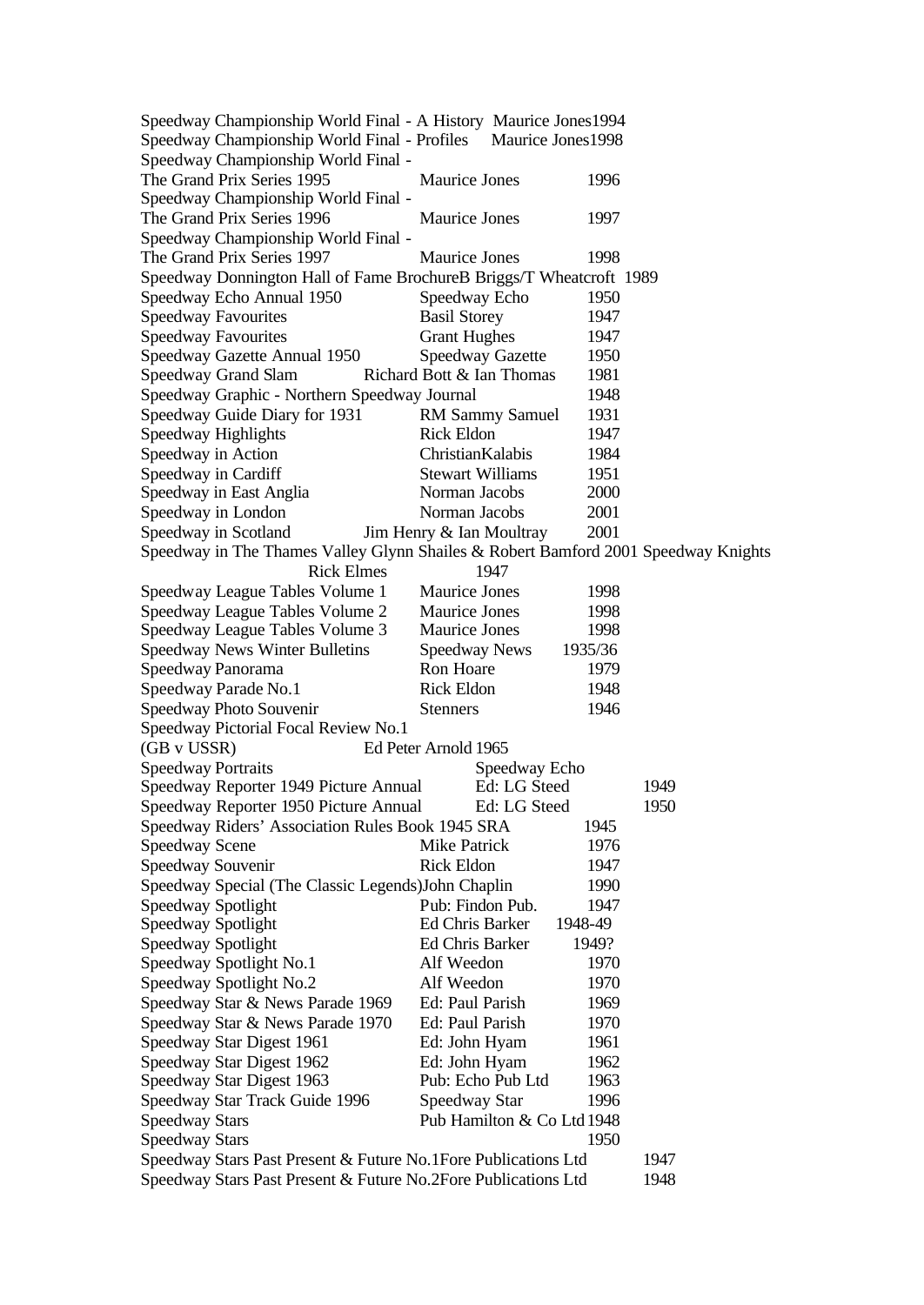| Title | Author/Editor/Publisher | Year |
|---|---|---|
| Speedway Championship World Final - A History | Maurice Jones | 1994 |
| Speedway Championship World Final - Profiles | Maurice Jones | 1998 |
| Speedway Championship World Final - The Grand Prix Series 1995 | Maurice Jones | 1996 |
| Speedway Championship World Final - The Grand Prix Series 1996 | Maurice Jones | 1997 |
| Speedway Championship World Final - The Grand Prix Series 1997 | Maurice Jones | 1998 |
| Speedway Donnington Hall of Fame Brochure | B Briggs/T Wheatcroft | 1989 |
| Speedway Echo Annual 1950 | Speedway Echo | 1950 |
| Speedway Favourites | Basil Storey | 1947 |
| Speedway Favourites | Grant Hughes | 1947 |
| Speedway Gazette Annual 1950 | Speedway Gazette | 1950 |
| Speedway Grand Slam | Richard Bott & Ian Thomas | 1981 |
| Speedway Graphic - Northern Speedway Journal | | 1948 |
| Speedway Guide Diary for 1931 | RM Sammy Samuel | 1931 |
| Speedway Highlights | Rick Eldon | 1947 |
| Speedway in Action | ChristianKalabis | 1984 |
| Speedway in Cardiff | Stewart Williams | 1951 |
| Speedway in East Anglia | Norman Jacobs | 2000 |
| Speedway in London | Norman Jacobs | 2001 |
| Speedway in Scotland | Jim Henry & Ian Moultray | 2001 |
| Speedway in The Thames Valley | Glynn Shailes & Robert Bamford | 2001 |
| Speedway Knights | Rick Elmes | 1947 |
| Speedway League Tables Volume 1 | Maurice Jones | 1998 |
| Speedway League Tables Volume 2 | Maurice Jones | 1998 |
| Speedway League Tables Volume 3 | Maurice Jones | 1998 |
| Speedway News Winter Bulletins | Speedway News | 1935/36 |
| Speedway Panorama | Ron Hoare | 1979 |
| Speedway Parade No.1 | Rick Eldon | 1948 |
| Speedway Photo Souvenir | Stenners | 1946 |
| Speedway Pictorial Focal Review No.1 (GB v USSR) | Ed Peter Arnold | 1965 |
| Speedway Portraits | Speedway Echo | |
| Speedway Reporter 1949 Picture Annual | Ed: LG Steed | 1949 |
| Speedway Reporter 1950 Picture Annual | Ed: LG Steed | 1950 |
| Speedway Riders' Association Rules Book 1945 | SRA | 1945 |
| Speedway Scene | Mike Patrick | 1976 |
| Speedway Souvenir | Rick Eldon | 1947 |
| Speedway Special (The Classic Legends) | John Chaplin | 1990 |
| Speedway Spotlight | Pub: Findon Pub. | 1947 |
| Speedway Spotlight | Ed Chris Barker | 1948-49 |
| Speedway Spotlight | Ed Chris Barker | 1949? |
| Speedway Spotlight No.1 | Alf Weedon | 1970 |
| Speedway Spotlight No.2 | Alf Weedon | 1970 |
| Speedway Star & News Parade 1969 | Ed: Paul Parish | 1969 |
| Speedway Star & News Parade 1970 | Ed: Paul Parish | 1970 |
| Speedway Star Digest 1961 | Ed: John Hyam | 1961 |
| Speedway Star Digest 1962 | Ed: John Hyam | 1962 |
| Speedway Star Digest 1963 | Pub: Echo Pub Ltd | 1963 |
| Speedway Star Track Guide 1996 | Speedway Star | 1996 |
| Speedway Stars | Pub Hamilton & Co Ltd | 1948 |
| Speedway Stars | | 1950 |
| Speedway Stars Past Present & Future No.1 | Fore Publications Ltd | 1947 |
| Speedway Stars Past Present & Future No.2 | Fore Publications Ltd | 1948 |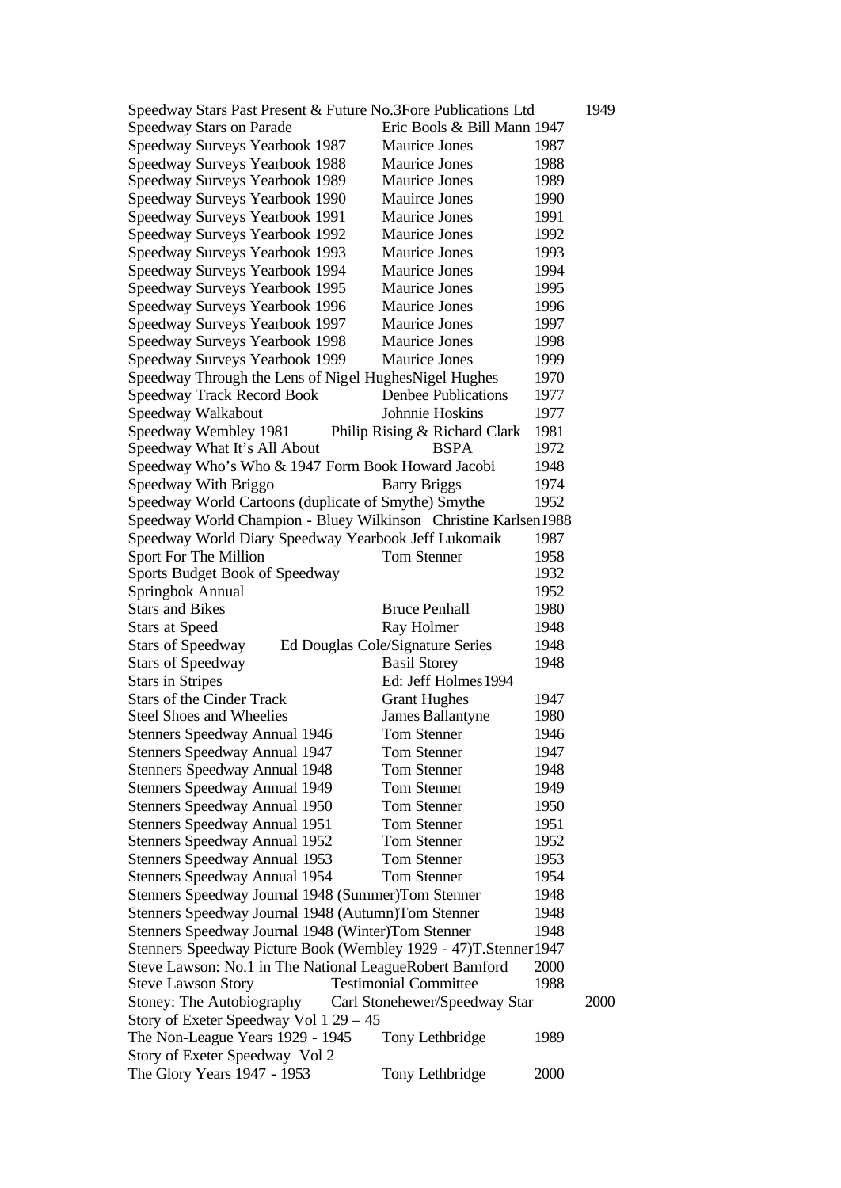| Title | Author/Publisher | Year |
|---|---|---|
| Speedway Stars Past Present & Future No.3 | Fore Publications Ltd | 1949 |
| Speedway Stars on Parade | Eric Bools & Bill Mann | 1947 |
| Speedway Surveys Yearbook 1987 | Maurice Jones | 1987 |
| Speedway Surveys Yearbook 1988 | Maurice Jones | 1988 |
| Speedway Surveys Yearbook 1989 | Maurice Jones | 1989 |
| Speedway Surveys Yearbook 1990 | Mauirce Jones | 1990 |
| Speedway Surveys Yearbook 1991 | Maurice Jones | 1991 |
| Speedway Surveys Yearbook 1992 | Maurice Jones | 1992 |
| Speedway Surveys Yearbook 1993 | Maurice Jones | 1993 |
| Speedway Surveys Yearbook 1994 | Maurice Jones | 1994 |
| Speedway Surveys Yearbook 1995 | Maurice Jones | 1995 |
| Speedway Surveys Yearbook 1996 | Maurice Jones | 1996 |
| Speedway Surveys Yearbook 1997 | Maurice Jones | 1997 |
| Speedway Surveys Yearbook 1998 | Maurice Jones | 1998 |
| Speedway Surveys Yearbook 1999 | Maurice Jones | 1999 |
| Speedway Through the Lens of Nigel Hughes | Nigel Hughes | 1970 |
| Speedway Track Record Book | Denbee Publications | 1977 |
| Speedway Walkabout | Johnnie Hoskins | 1977 |
| Speedway Wembley 1981 | Philip Rising & Richard Clark | 1981 |
| Speedway What It's All About | BSPA | 1972 |
| Speedway Who's Who & 1947 Form Book | Howard Jacobi | 1948 |
| Speedway With Briggo | Barry Briggs | 1974 |
| Speedway World Cartoons (duplicate of Smythe) | Smythe | 1952 |
| Speedway World Champion - Bluey Wilkinson | Christine Karlsen | 1988 |
| Speedway World Diary Speedway Yearbook | Jeff Lukomaik | 1987 |
| Sport For The Million | Tom Stenner | 1958 |
| Sports Budget Book of Speedway | | 1932 |
| Springbok Annual | | 1952 |
| Stars and Bikes | Bruce Penhall | 1980 |
| Stars at Speed | Ray Holmer | 1948 |
| Stars of Speedway | Ed Douglas Cole/Signature Series | 1948 |
| Stars of Speedway | Basil Storey | 1948 |
| Stars in Stripes | Ed: Jeff Holmes | 1994 |
| Stars of the Cinder Track | Grant Hughes | 1947 |
| Steel Shoes and Wheelies | James Ballantyne | 1980 |
| Stenners Speedway Annual 1946 | Tom Stenner | 1946 |
| Stenners Speedway Annual 1947 | Tom Stenner | 1947 |
| Stenners Speedway Annual 1948 | Tom Stenner | 1948 |
| Stenners Speedway Annual 1949 | Tom Stenner | 1949 |
| Stenners Speedway Annual 1950 | Tom Stenner | 1950 |
| Stenners Speedway Annual 1951 | Tom Stenner | 1951 |
| Stenners Speedway Annual 1952 | Tom Stenner | 1952 |
| Stenners Speedway Annual 1953 | Tom Stenner | 1953 |
| Stenners Speedway Annual 1954 | Tom Stenner | 1954 |
| Stenners Speedway Journal 1948 (Summer) | Tom Stenner | 1948 |
| Stenners Speedway Journal 1948 (Autumn) | Tom Stenner | 1948 |
| Stenners Speedway Journal 1948 (Winter) | Tom Stenner | 1948 |
| Stenners Speedway Picture Book (Wembley 1929 - 47) | T.Stenner | 1947 |
| Steve Lawson: No.1 in The National League | Robert Bamford | 2000 |
| Steve Lawson Story | Testimonial Committee | 1988 |
| Stoney: The Autobiography | Carl Stonehewer/Speedway Star | 2000 |
| Story of Exeter Speedway Vol 1 29 – 45 The Non-League Years 1929 - 1945 | Tony Lethbridge | 1989 |
| Story of Exeter Speedway Vol 2 The Glory Years 1947 - 1953 | Tony Lethbridge | 2000 |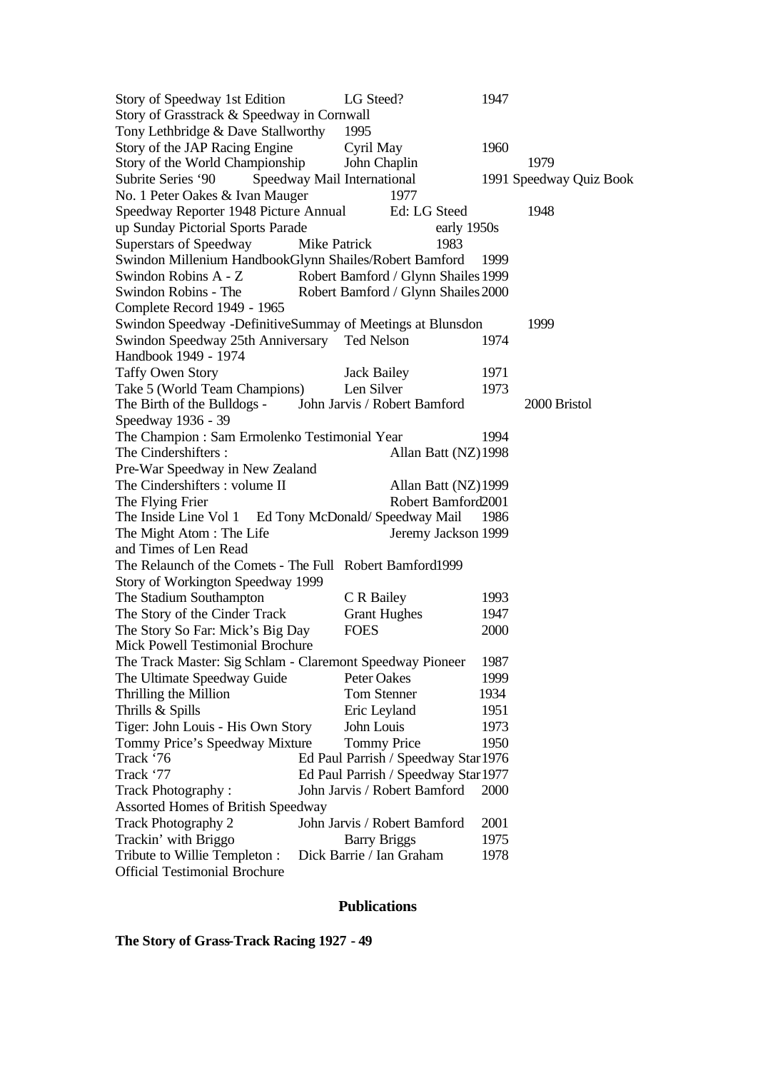Story of Speedway 1st Edition LG Steed? 1947
Story of Grasstrack & Speedway in Cornwall
Tony Lethbridge & Dave Stallworthy 1995
Story of the JAP Racing Engine Cyril May 1960
Story of the World Championship John Chaplin 1979
Subrite Series '90 Speedway Mail International 1991 Speedway Quiz Book
No. 1 Peter Oakes & Ivan Mauger 1977
Speedway Reporter 1948 Picture Annual Ed: LG Steed 1948
up Sunday Pictorial Sports Parade early 1950s
Superstars of Speedway Mike Patrick 1983
Swindon Millenium HandbookGlynn Shailes/Robert Bamford 1999
Swindon Robins A - Z Robert Bamford / Glynn Shailes 1999
Swindon Robins - The Complete Record 1949 - 1965 Robert Bamford / Glynn Shailes 2000
Swindon Speedway -DefinitiveSummay of Meetings at Blunsdon 1999
Swindon Speedway 25th Anniversary Handbook 1949 - 1974 Ted Nelson 1974
Taffy Owen Story Jack Bailey 1971
Take 5 (World Team Champions) Len Silver 1973
The Birth of the Bulldogs - Speedway 1936 - 39 John Jarvis / Robert Bamford 2000 Bristol
The Champion : Sam Ermolenko Testimonial Year 1994
The Cindershifters : Pre-War Speedway in New Zealand Allan Batt (NZ) 1998
The Cindershifters : volume II Allan Batt (NZ) 1999
The Flying Frier Robert Bamford 2001
The Inside Line Vol 1 Ed Tony McDonald/ Speedway Mail 1986
The Might Atom : The Life and Times of Len Read Jeremy Jackson 1999
The Relaunch of the Comets - The Full Story of Workington Speedway 1999 Robert Bamford 1999
The Stadium Southampton C R Bailey 1993
The Story of the Cinder Track Grant Hughes 1947
The Story So Far: Mick's Big Day Mick Powell Testimonial Brochure FOES 2000
The Track Master: Sig Schlam - Claremont Speedway Pioneer 1987
The Ultimate Speedway Guide Peter Oakes 1999
Thrilling the Million Tom Stenner 1934
Thrills & Spills Eric Leyland 1951
Tiger: John Louis - His Own Story John Louis 1973
Tommy Price's Speedway Mixture Tommy Price 1950
Track '76 Ed Paul Parrish / Speedway Star 1976
Track '77 Ed Paul Parrish / Speedway Star 1977
Track Photography : Assorted Homes of British Speedway John Jarvis / Robert Bamford 2000
Track Photography 2 John Jarvis / Robert Bamford 2001
Trackin' with Briggo Barry Briggs 1975
Tribute to Willie Templeton : Official Testimonial Brochure Dick Barrie / Ian Graham 1978

## Publications

**The Story of Grass-Track Racing 1927 - 49**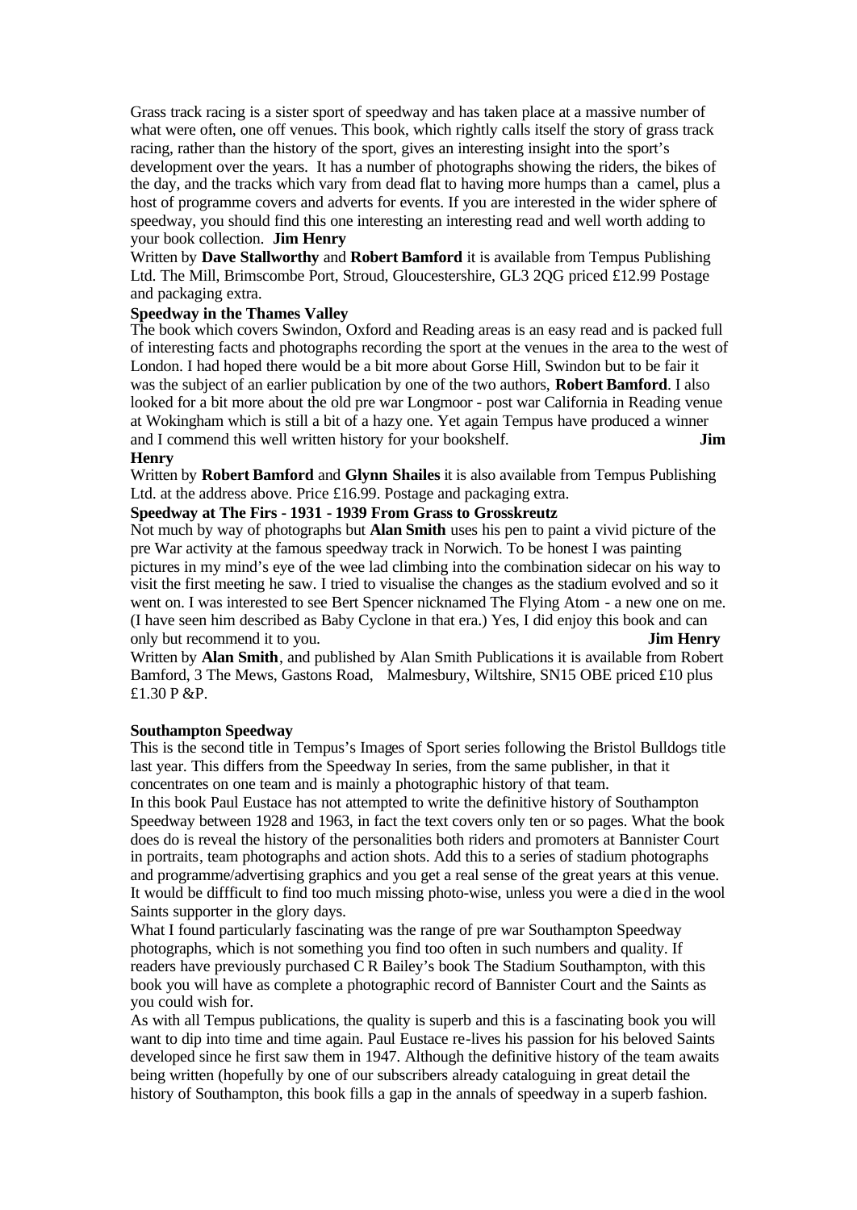Grass track racing is a sister sport of speedway and has taken place at a massive number of what were often, one off venues. This book, which rightly calls itself the story of grass track racing, rather than the history of the sport, gives an interesting insight into the sport's development over the years. It has a number of photographs showing the riders, the bikes of the day, and the tracks which vary from dead flat to having more humps than a camel, plus a host of programme covers and adverts for events. If you are interested in the wider sphere of speedway, you should find this one interesting an interesting read and well worth adding to your book collection. **Jim Henry**

Written by **Dave Stallworthy** and **Robert Bamford** it is available from Tempus Publishing Ltd. The Mill, Brimscombe Port, Stroud, Gloucestershire, GL3 2QG priced £12.99 Postage and packaging extra.

**Speedway in the Thames Valley**

The book which covers Swindon, Oxford and Reading areas is an easy read and is packed full of interesting facts and photographs recording the sport at the venues in the area to the west of London. I had hoped there would be a bit more about Gorse Hill, Swindon but to be fair it was the subject of an earlier publication by one of the two authors, **Robert Bamford**. I also looked for a bit more about the old pre war Longmoor - post war California in Reading venue at Wokingham which is still a bit of a hazy one. Yet again Tempus have produced a winner and I commend this well written history for your bookshelf. **Jim Henry**

Written by **Robert Bamford** and **Glynn Shailes** it is also available from Tempus Publishing Ltd. at the address above. Price £16.99. Postage and packaging extra.

**Speedway at The Firs - 1931 - 1939 From Grass to Grosskreutz**

Not much by way of photographs but **Alan Smith** uses his pen to paint a vivid picture of the pre War activity at the famous speedway track in Norwich. To be honest I was painting pictures in my mind's eye of the wee lad climbing into the combination sidecar on his way to visit the first meeting he saw. I tried to visualise the changes as the stadium evolved and so it went on. I was interested to see Bert Spencer nicknamed The Flying Atom - a new one on me. (I have seen him described as Baby Cyclone in that era.) Yes, I did enjoy this book and can only but recommend it to you. **Jim Henry**

Written by **Alan Smith**, and published by Alan Smith Publications it is available from Robert Bamford, 3 The Mews, Gastons Road, Malmesbury, Wiltshire, SN15 OBE priced £10 plus £1.30 P &P.

**Southampton Speedway**

This is the second title in Tempus's Images of Sport series following the Bristol Bulldogs title last year. This differs from the Speedway In series, from the same publisher, in that it concentrates on one team and is mainly a photographic history of that team.

In this book Paul Eustace has not attempted to write the definitive history of Southampton Speedway between 1928 and 1963, in fact the text covers only ten or so pages. What the book does do is reveal the history of the personalities both riders and promoters at Bannister Court in portraits, team photographs and action shots. Add this to a series of stadium photographs and programme/advertising graphics and you get a real sense of the great years at this venue. It would be diffficult to find too much missing photo-wise, unless you were a died in the wool Saints supporter in the glory days.

What I found particularly fascinating was the range of pre war Southampton Speedway photographs, which is not something you find too often in such numbers and quality. If readers have previously purchased C R Bailey's book The Stadium Southampton, with this book you will have as complete a photographic record of Bannister Court and the Saints as you could wish for.

As with all Tempus publications, the quality is superb and this is a fascinating book you will want to dip into time and time again. Paul Eustace re-lives his passion for his beloved Saints developed since he first saw them in 1947. Although the definitive history of the team awaits being written (hopefully by one of our subscribers already cataloguing in great detail the history of Southampton, this book fills a gap in the annals of speedway in a superb fashion.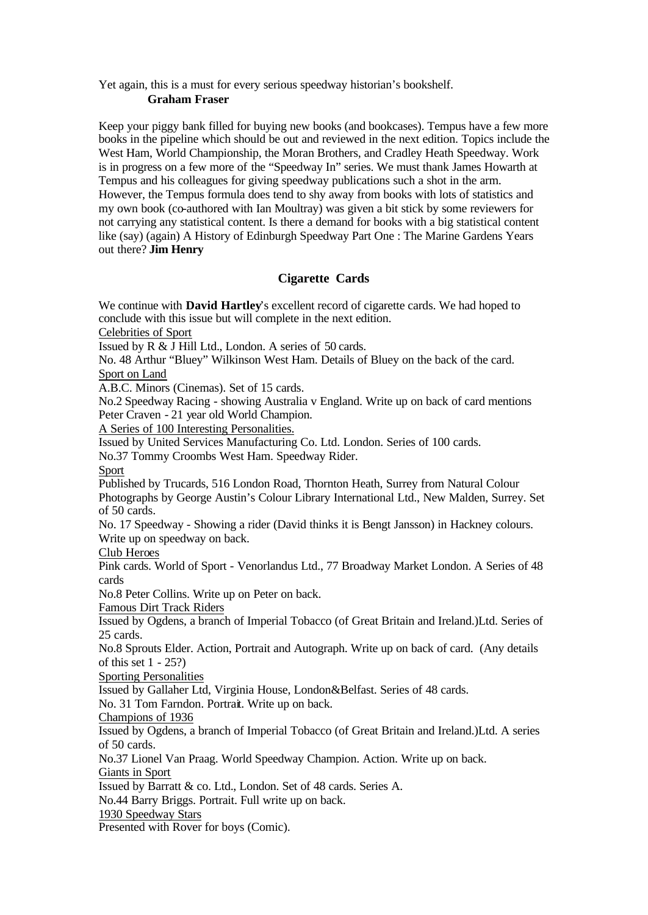Yet again, this is a must for every serious speedway historian's bookshelf.

**Graham Fraser**

Keep your piggy bank filled for buying new books (and bookcases). Tempus have a few more books in the pipeline which should be out and reviewed in the next edition. Topics include the West Ham, World Championship, the Moran Brothers, and Cradley Heath Speedway. Work is in progress on a few more of the "Speedway In" series. We must thank James Howarth at Tempus and his colleagues for giving speedway publications such a shot in the arm. However, the Tempus formula does tend to shy away from books with lots of statistics and my own book (co-authored with Ian Moultray) was given a bit stick by some reviewers for not carrying any statistical content. Is there a demand for books with a big statistical content like (say) (again) A History of Edinburgh Speedway Part One : The Marine Gardens Years out there? **Jim Henry**

## Cigarette Cards

We continue with **David Hartley**'s excellent record of cigarette cards. We had hoped to conclude with this issue but will complete in the next edition.

Celebrities of Sport

Issued by R & J Hill Ltd., London. A series of 50 cards.

No. 48 Arthur "Bluey" Wilkinson West Ham. Details of Bluey on the back of the card.

Sport on Land

A.B.C. Minors (Cinemas). Set of 15 cards.

No.2 Speedway Racing - showing Australia v England. Write up on back of card mentions Peter Craven - 21 year old World Champion.

A Series of 100 Interesting Personalities.

Issued by United Services Manufacturing Co. Ltd. London. Series of 100 cards.

No.37 Tommy Croombs West Ham. Speedway Rider.

Sport

Published by Trucards, 516 London Road, Thornton Heath, Surrey from Natural Colour Photographs by George Austin's Colour Library International Ltd., New Malden, Surrey. Set of 50 cards.

No. 17 Speedway - Showing a rider (David thinks it is Bengt Jansson) in Hackney colours. Write up on speedway on back.

Club Heroes

Pink cards. World of Sport - Venorlandus Ltd., 77 Broadway Market London. A Series of 48 cards

No.8 Peter Collins. Write up on Peter on back.

Famous Dirt Track Riders

Issued by Ogdens, a branch of Imperial Tobacco (of Great Britain and Ireland.)Ltd. Series of 25 cards.

No.8 Sprouts Elder. Action, Portrait and Autograph. Write up on back of card. (Any details of this set 1 - 25?)

Sporting Personalities

Issued by Gallaher Ltd, Virginia House, London&Belfast. Series of 48 cards.

No. 31 Tom Farndon. Portrait. Write up on back.

Champions of 1936

Issued by Ogdens, a branch of Imperial Tobacco (of Great Britain and Ireland.)Ltd. A series of 50 cards.

No.37 Lionel Van Praag. World Speedway Champion. Action. Write up on back.

Giants in Sport

Issued by Barratt & co. Ltd., London. Set of 48 cards. Series A.

No.44 Barry Briggs. Portrait. Full write up on back.

1930 Speedway Stars

Presented with Rover for boys (Comic).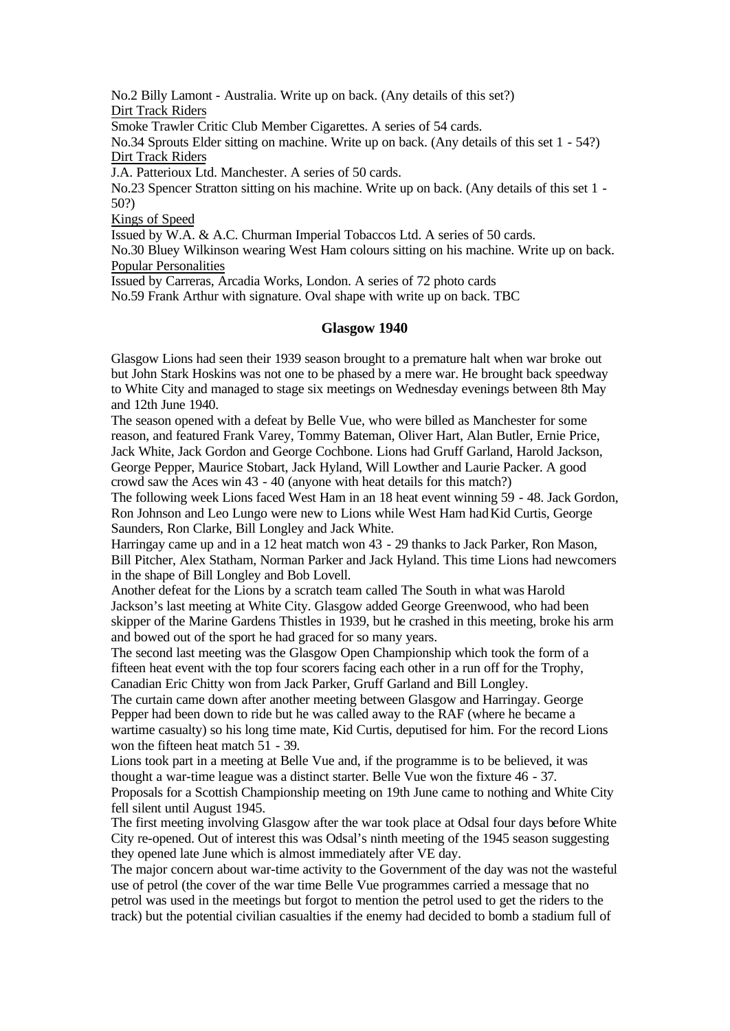No.2 Billy Lamont - Australia. Write up on back. (Any details of this set?)

Dirt Track Riders

Smoke Trawler Critic Club Member Cigarettes. A series of 54 cards.

No.34 Sprouts Elder sitting on machine. Write up on back. (Any details of this set 1 - 54?)

Dirt Track Riders

J.A. Patterioux Ltd. Manchester. A series of 50 cards.

No.23 Spencer Stratton sitting on his machine. Write up on back. (Any details of this set 1 - 50?)

Kings of Speed

Issued by W.A. & A.C. Churman Imperial Tobaccos Ltd. A series of 50 cards.

No.30 Bluey Wilkinson wearing West Ham colours sitting on his machine. Write up on back.

Popular Personalities

Issued by Carreras, Arcadia Works, London. A series of 72 photo cards

No.59 Frank Arthur with signature. Oval shape with write up on back. TBC

## Glasgow 1940

Glasgow Lions had seen their 1939 season brought to a premature halt when war broke out but John Stark Hoskins was not one to be phased by a mere war. He brought back speedway to White City and managed to stage six meetings on Wednesday evenings between 8th May and 12th June 1940.

The season opened with a defeat by Belle Vue, who were billed as Manchester for some reason, and featured Frank Varey, Tommy Bateman, Oliver Hart, Alan Butler, Ernie Price, Jack White, Jack Gordon and George Cochbone. Lions had Gruff Garland, Harold Jackson, George Pepper, Maurice Stobart, Jack Hyland, Will Lowther and Laurie Packer. A good crowd saw the Aces win 43 - 40 (anyone with heat details for this match?)

The following week Lions faced West Ham in an 18 heat event winning 59 - 48. Jack Gordon, Ron Johnson and Leo Lungo were new to Lions while West Ham had Kid Curtis, George Saunders, Ron Clarke, Bill Longley and Jack White.

Harringay came up and in a 12 heat match won 43 - 29 thanks to Jack Parker, Ron Mason, Bill Pitcher, Alex Statham, Norman Parker and Jack Hyland. This time Lions had newcomers in the shape of Bill Longley and Bob Lovell.

Another defeat for the Lions by a scratch team called The South in what was Harold Jackson's last meeting at White City. Glasgow added George Greenwood, who had been skipper of the Marine Gardens Thistles in 1939, but he crashed in this meeting, broke his arm and bowed out of the sport he had graced for so many years.

The second last meeting was the Glasgow Open Championship which took the form of a fifteen heat event with the top four scorers facing each other in a run off for the Trophy, Canadian Eric Chitty won from Jack Parker, Gruff Garland and Bill Longley.

The curtain came down after another meeting between Glasgow and Harringay. George Pepper had been down to ride but he was called away to the RAF (where he became a wartime casualty) so his long time mate, Kid Curtis, deputised for him. For the record Lions won the fifteen heat match 51 - 39.

Lions took part in a meeting at Belle Vue and, if the programme is to be believed, it was thought a war-time league was a distinct starter. Belle Vue won the fixture 46 - 37.

Proposals for a Scottish Championship meeting on 19th June came to nothing and White City fell silent until August 1945.

The first meeting involving Glasgow after the war took place at Odsal four days before White City re-opened. Out of interest this was Odsal's ninth meeting of the 1945 season suggesting they opened late June which is almost immediately after VE day.

The major concern about war-time activity to the Government of the day was not the wasteful use of petrol (the cover of the war time Belle Vue programmes carried a message that no petrol was used in the meetings but forgot to mention the petrol used to get the riders to the track) but the potential civilian casualties if the enemy had decided to bomb a stadium full of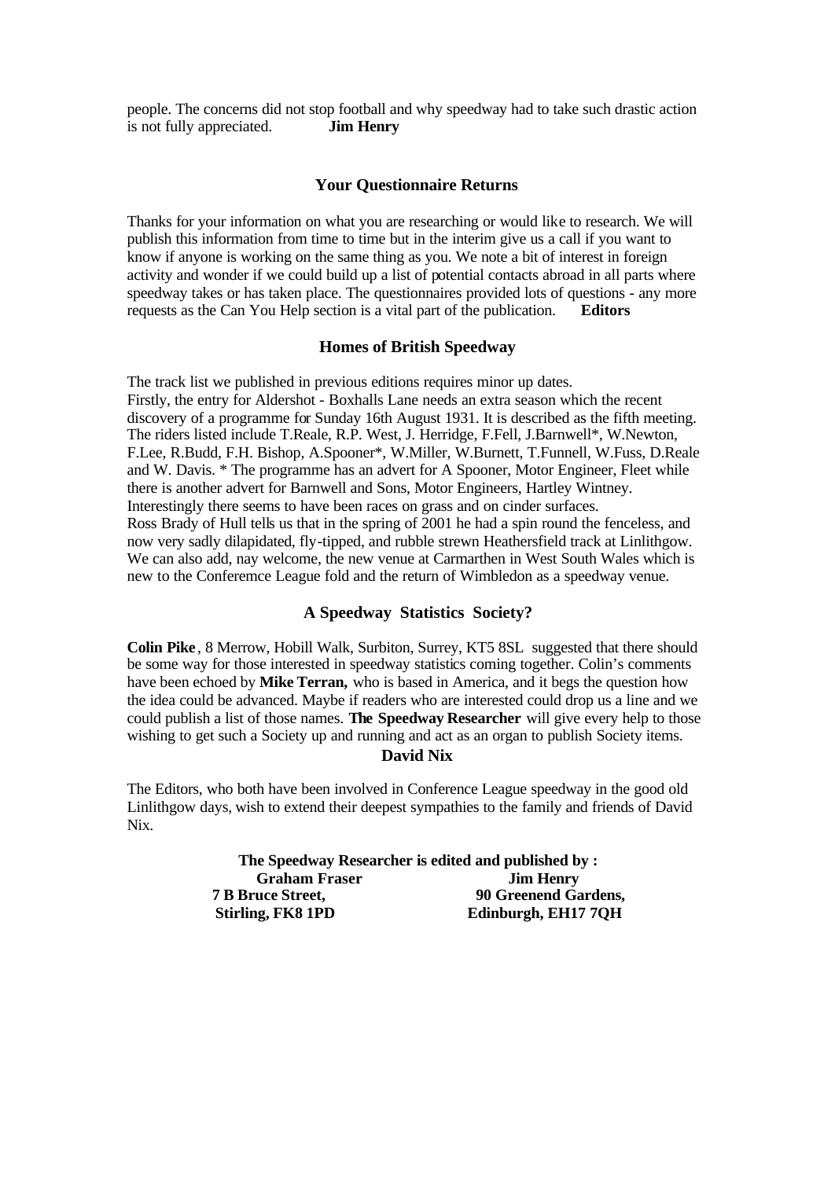people. The concerns did not stop football and why speedway had to take such drastic action is not fully appreciated. **Jim Henry**

### Your Questionnaire Returns

Thanks for your information on what you are researching or would like to research. We will publish this information from time to time but in the interim give us a call if you want to know if anyone is working on the same thing as you. We note a bit of interest in foreign activity and wonder if we could build up a list of potential contacts abroad in all parts where speedway takes or has taken place. The questionnaires provided lots of questions - any more requests as the Can You Help section is a vital part of the publication. **Editors**

### Homes of British Speedway

The track list we published in previous editions requires minor up dates.
Firstly, the entry for Aldershot - Boxhalls Lane needs an extra season which the recent discovery of a programme for Sunday 16th August 1931. It is described as the fifth meeting. The riders listed include T.Reale, R.P. West, J. Herridge, F.Fell, J.Barnwell*, W.Newton, F.Lee, R.Budd, F.H. Bishop, A.Spooner*, W.Miller, W.Burnett, T.Funnell, W.Fuss, D.Reale and W. Davis. * The programme has an advert for A Spooner, Motor Engineer, Fleet while there is another advert for Barnwell and Sons, Motor Engineers, Hartley Wintney. Interestingly there seems to have been races on grass and on cinder surfaces.
Ross Brady of Hull tells us that in the spring of 2001 he had a spin round the fenceless, and now very sadly dilapidated, fly-tipped, and rubble strewn Heathersfield track at Linlithgow. We can also add, nay welcome, the new venue at Carmarthen in West South Wales which is new to the Conferemce League fold and the return of Wimbledon as a speedway venue.

### A Speedway Statistics Society?

**Colin Pike**, 8 Merrow, Hobill Walk, Surbiton, Surrey, KT5 8SL suggested that there should be some way for those interested in speedway statistics coming together. Colin's comments have been echoed by **Mike Terran,** who is based in America, and it begs the question how the idea could be advanced. Maybe if readers who are interested could drop us a line and we could publish a list of those names. **The Speedway Researcher** will give every help to those wishing to get such a Society up and running and act as an organ to publish Society items.

### David Nix

The Editors, who both have been involved in Conference League speedway in the good old Linlithgow days, wish to extend their deepest sympathies to the family and friends of David Nix.

**The Speedway Researcher is edited and published by :**

| **Graham Fraser** | **Jim Henry** |
|---|---|
| **7 B Bruce Street,** | **90 Greenend Gardens,** |
| **Stirling, FK8 1PD** | **Edinburgh, EH17 7QH** |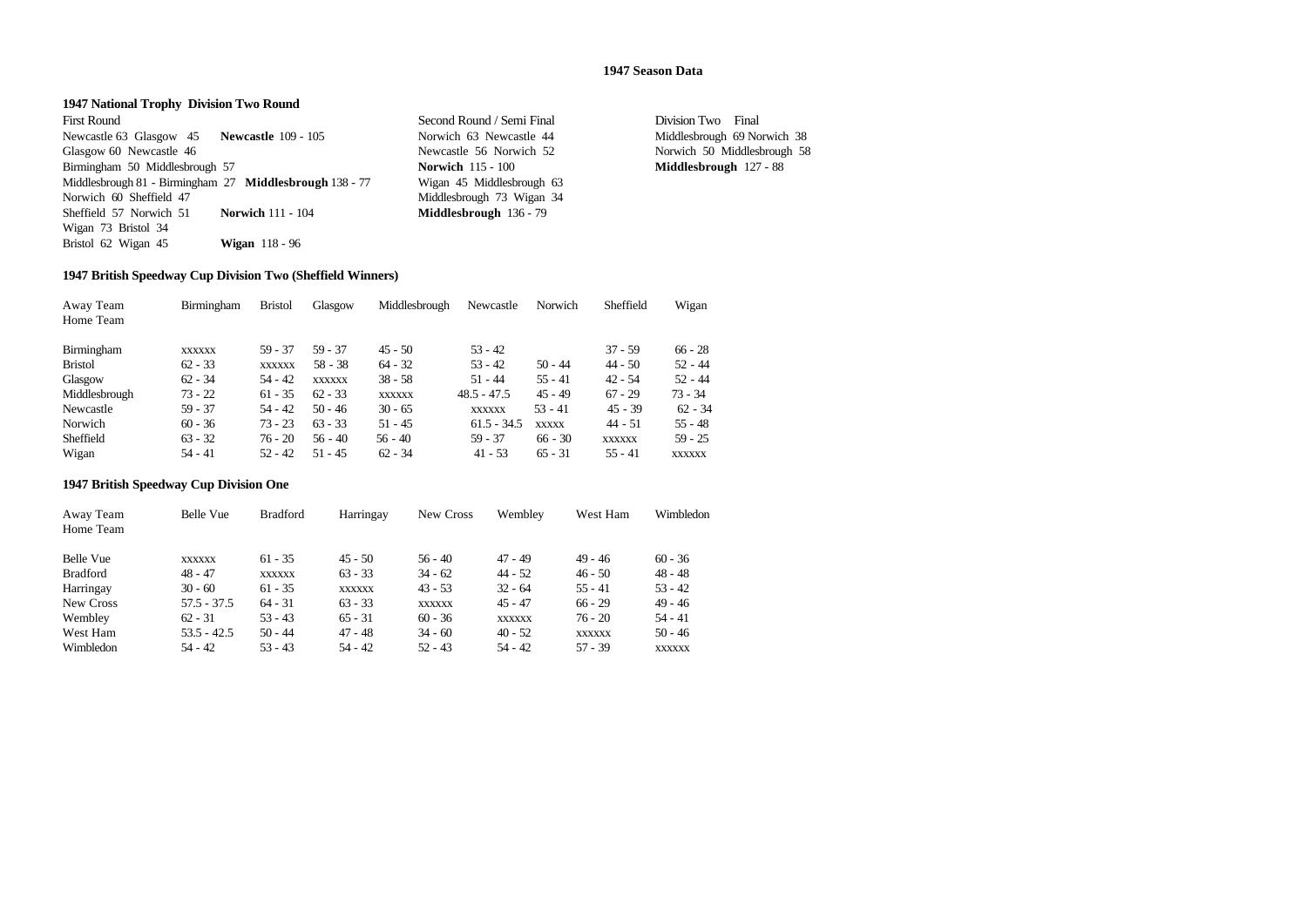# 1947 Season Data

## 1947 National Trophy Division Two Round

**First Round**

Newcastle 63 Glasgow 45 **Newcastle** 109 - 105
Glasgow 60 Newcastle 46
Birmingham 50 Middlesbrough 57
Middlesbrough 81 - Birmingham 27 **Middlesbrough** 138 - 77
Norwich 60 Sheffield 47
Sheffield 57 Norwich 51 **Norwich** 111 - 104
Wigan 73 Bristol 34
Bristol 62 Wigan 45 **Wigan** 118 - 96

**Second Round / Semi Final**

Norwich 63 Newcastle 44
Newcastle 56 Norwich 52
**Norwich** 115 - 100
Wigan 45 Middlesbrough 63
Middlesbrough 73 Wigan 34
**Middlesbrough** 136 - 79

**Division Two Final**

Middlesbrough 69 Norwich 38
Norwich 50 Middlesbrough 58
**Middlesbrough** 127 - 88

## 1947 British Speedway Cup Division Two (Sheffield Winners)

| Away Team / Home Team | Birmingham | Bristol | Glasgow | Middlesbrough | Newcastle | Norwich | Sheffield | Wigan |
|---|---|---|---|---|---|---|---|---|
| Birmingham | xxxxxx | 59 - 37 | 59 - 37 | 45 - 50 | 53 - 42 | | 37 - 59 | 66 - 28 |
| Bristol | 62 - 33 | xxxxxx | 58 - 38 | 64 - 32 | 53 - 42 | 50 - 44 | 44 - 50 | 52 - 44 |
| Glasgow | 62 - 34 | 54 - 42 | xxxxxx | 38 - 58 | 51 - 44 | 55 - 41 | 42 - 54 | 52 - 44 |
| Middlesbrough | 73 - 22 | 61 - 35 | 62 - 33 | xxxxxx | 48.5 - 47.5 | 45 - 49 | 67 - 29 | 73 - 34 |
| Newcastle | 59 - 37 | 54 - 42 | 50 - 46 | 30 - 65 | xxxxxx | 53 - 41 | 45 - 39 | 62 - 34 |
| Norwich | 60 - 36 | 73 - 23 | 63 - 33 | 51 - 45 | 61.5 - 34.5 | xxxxx | 44 - 51 | 55 - 48 |
| Sheffield | 63 - 32 | 76 - 20 | 56 - 40 | 56 - 40 | 59 - 37 | 66 - 30 | xxxxxx | 59 - 25 |
| Wigan | 54 - 41 | 52 - 42 | 51 - 45 | 62 - 34 | 41 - 53 | 65 - 31 | 55 - 41 | xxxxxx |

## 1947 British Speedway Cup Division One

| Away Team / Home Team | Belle Vue | Bradford | Harringay | New Cross | Wembley | West Ham | Wimbledon |
|---|---|---|---|---|---|---|---|
| Belle Vue | xxxxxx | 61 - 35 | 45 - 50 | 56 - 40 | 47 - 49 | 49 - 46 | 60 - 36 |
| Bradford | 48 - 47 | xxxxxx | 63 - 33 | 34 - 62 | 44 - 52 | 46 - 50 | 48 - 48 |
| Harringay | 30 - 60 | 61 - 35 | xxxxxx | 43 - 53 | 32 - 64 | 55 - 41 | 53 - 42 |
| New Cross | 57.5 - 37.5 | 64 - 31 | 63 - 33 | xxxxxx | 45 - 47 | 66 - 29 | 49 - 46 |
| Wembley | 62 - 31 | 53 - 43 | 65 - 31 | 60 - 36 | xxxxxx | 76 - 20 | 54 - 41 |
| West Ham | 53.5 - 42.5 | 50 - 44 | 47 - 48 | 34 - 60 | 40 - 52 | xxxxxx | 50 - 46 |
| Wimbledon | 54 - 42 | 53 - 43 | 54 - 42 | 52 - 43 | 54 - 42 | 57 - 39 | xxxxxx |